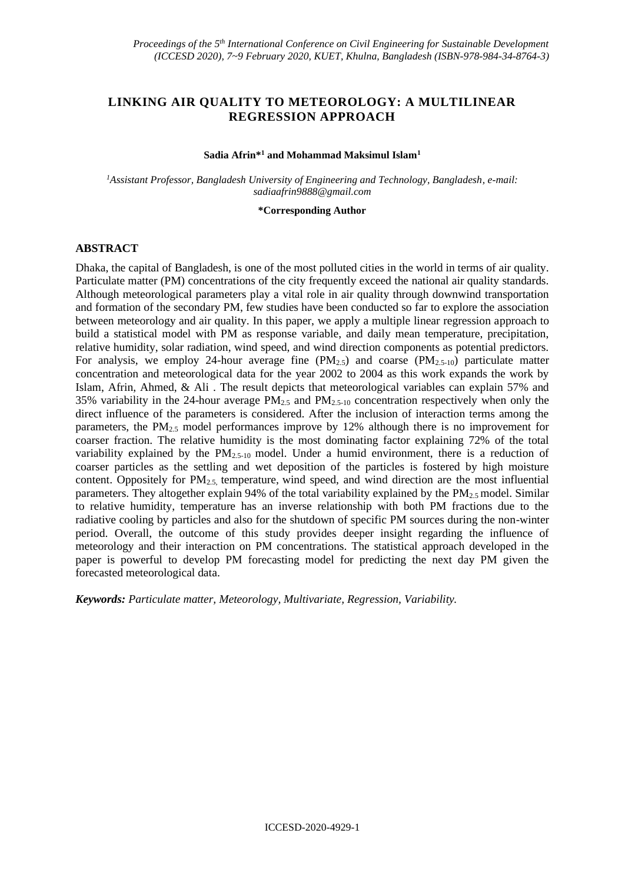# LINKING AIR QUALITY TO METEOROLOGY: A MULTILINEAR REGRESSION APPROACH

**Sadia Afrin*[1] and Mohammad Maksimul Islam[1]**

*[1]Assistant Professor, Bangladesh University of Engineering and Technology, Bangladesh, e-mail: sadiaafrin9888@gmail.com*

**\*Corresponding Author**

## ABSTRACT

Dhaka, the capital of Bangladesh, is one of the most polluted cities in the world in terms of air quality. Particulate matter (PM) concentrations of the city frequently exceed the national air quality standards. Although meteorological parameters play a vital role in air quality through downwind transportation and formation of the secondary PM, few studies have been conducted so far to explore the association between meteorology and air quality. In this paper, we apply a multiple linear regression approach to build a statistical model with PM as response variable, and daily mean temperature, precipitation, relative humidity, solar radiation, wind speed, and wind direction components as potential predictors. For analysis, we employ 24-hour average fine ($PM_{2.5}$) and coarse ($PM_{2.5\text{-}10}$) particulate matter concentration and meteorological data for the year 2002 to 2004 as this work expands the work by Islam, Afrin, Ahmed, & Ali . The result depicts that meteorological variables can explain 57% and 35% variability in the 24-hour average $PM_{2.5}$ and $PM_{2.5\text{-}10}$ concentration respectively when only the direct influence of the parameters is considered. After the inclusion of interaction terms among the parameters, the $PM_{2.5}$ model performances improve by 12% although there is no improvement for coarser fraction. The relative humidity is the most dominating factor explaining 72% of the total variability explained by the $PM_{2.5\text{-}10}$ model. Under a humid environment, there is a reduction of coarser particles as the settling and wet deposition of the particles is fostered by high moisture content. Oppositely for $PM_{2.5}$, temperature, wind speed, and wind direction are the most influential parameters. They altogether explain 94% of the total variability explained by the $PM_{2.5}$ model. Similar to relative humidity, temperature has an inverse relationship with both PM fractions due to the radiative cooling by particles and also for the shutdown of specific PM sources during the non-winter period. Overall, the outcome of this study provides deeper insight regarding the influence of meteorology and their interaction on PM concentrations. The statistical approach developed in the paper is powerful to develop PM forecasting model for predicting the next day PM given the forecasted meteorological data.

***Keywords:** Particulate matter, Meteorology, Multivariate, Regression, Variability.*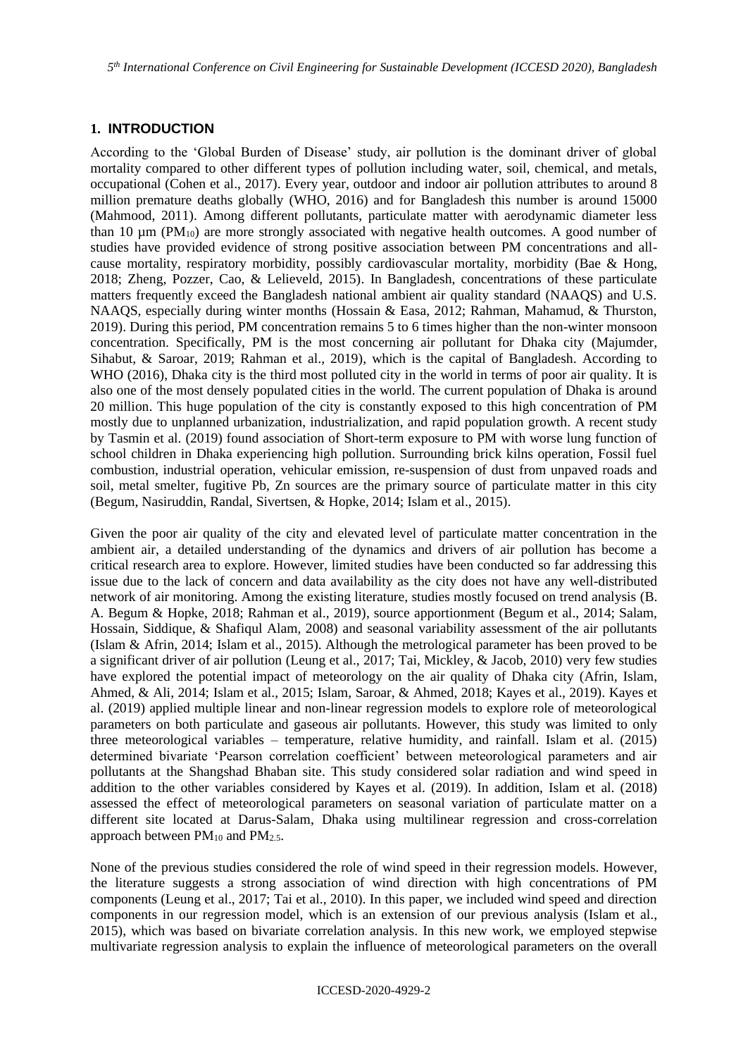## 1. INTRODUCTION

According to the 'Global Burden of Disease' study, air pollution is the dominant driver of global mortality compared to other different types of pollution including water, soil, chemical, and metals, occupational (Cohen et al., 2017). Every year, outdoor and indoor air pollution attributes to around 8 million premature deaths globally (WHO, 2016) and for Bangladesh this number is around 15000 (Mahmood, 2011). Among different pollutants, particulate matter with aerodynamic diameter less than 10 µm ($PM_{10}$) are more strongly associated with negative health outcomes. A good number of studies have provided evidence of strong positive association between PM concentrations and all-cause mortality, respiratory morbidity, possibly cardiovascular mortality, morbidity (Bae & Hong, 2018; Zheng, Pozzer, Cao, & Lelieveld, 2015). In Bangladesh, concentrations of these particulate matters frequently exceed the Bangladesh national ambient air quality standard (NAAQS) and U.S. NAAQS, especially during winter months (Hossain & Easa, 2012; Rahman, Mahamud, & Thurston, 2019). During this period, PM concentration remains 5 to 6 times higher than the non-winter monsoon concentration. Specifically, PM is the most concerning air pollutant for Dhaka city (Majumder, Sihabut, & Saroar, 2019; Rahman et al., 2019), which is the capital of Bangladesh. According to WHO (2016), Dhaka city is the third most polluted city in the world in terms of poor air quality. It is also one of the most densely populated cities in the world. The current population of Dhaka is around 20 million. This huge population of the city is constantly exposed to this high concentration of PM mostly due to unplanned urbanization, industrialization, and rapid population growth. A recent study by Tasmin et al. (2019) found association of Short-term exposure to PM with worse lung function of school children in Dhaka experiencing high pollution. Surrounding brick kilns operation, Fossil fuel combustion, industrial operation, vehicular emission, re-suspension of dust from unpaved roads and soil, metal smelter, fugitive Pb, Zn sources are the primary source of particulate matter in this city (Begum, Nasiruddin, Randal, Sivertsen, & Hopke, 2014; Islam et al., 2015).

Given the poor air quality of the city and elevated level of particulate matter concentration in the ambient air, a detailed understanding of the dynamics and drivers of air pollution has become a critical research area to explore. However, limited studies have been conducted so far addressing this issue due to the lack of concern and data availability as the city does not have any well-distributed network of air monitoring. Among the existing literature, studies mostly focused on trend analysis (B. A. Begum & Hopke, 2018; Rahman et al., 2019), source apportionment (Begum et al., 2014; Salam, Hossain, Siddique, & Shafiqul Alam, 2008) and seasonal variability assessment of the air pollutants (Islam & Afrin, 2014; Islam et al., 2015). Although the metrological parameter has been proved to be a significant driver of air pollution (Leung et al., 2017; Tai, Mickley, & Jacob, 2010) very few studies have explored the potential impact of meteorology on the air quality of Dhaka city (Afrin, Islam, Ahmed, & Ali, 2014; Islam et al., 2015; Islam, Saroar, & Ahmed, 2018; Kayes et al., 2019). Kayes et al. (2019) applied multiple linear and non-linear regression models to explore role of meteorological parameters on both particulate and gaseous air pollutants. However, this study was limited to only three meteorological variables – temperature, relative humidity, and rainfall. Islam et al. (2015) determined bivariate 'Pearson correlation coefficient' between meteorological parameters and air pollutants at the Shangshad Bhaban site. This study considered solar radiation and wind speed in addition to the other variables considered by Kayes et al. (2019). In addition, Islam et al. (2018) assessed the effect of meteorological parameters on seasonal variation of particulate matter on a different site located at Darus-Salam, Dhaka using multilinear regression and cross-correlation approach between $PM_{10}$ and $PM_{2.5}$.

None of the previous studies considered the role of wind speed in their regression models. However, the literature suggests a strong association of wind direction with high concentrations of PM components (Leung et al., 2017; Tai et al., 2010). In this paper, we included wind speed and direction components in our regression model, which is an extension of our previous analysis (Islam et al., 2015), which was based on bivariate correlation analysis. In this new work, we employed stepwise multivariate regression analysis to explain the influence of meteorological parameters on the overall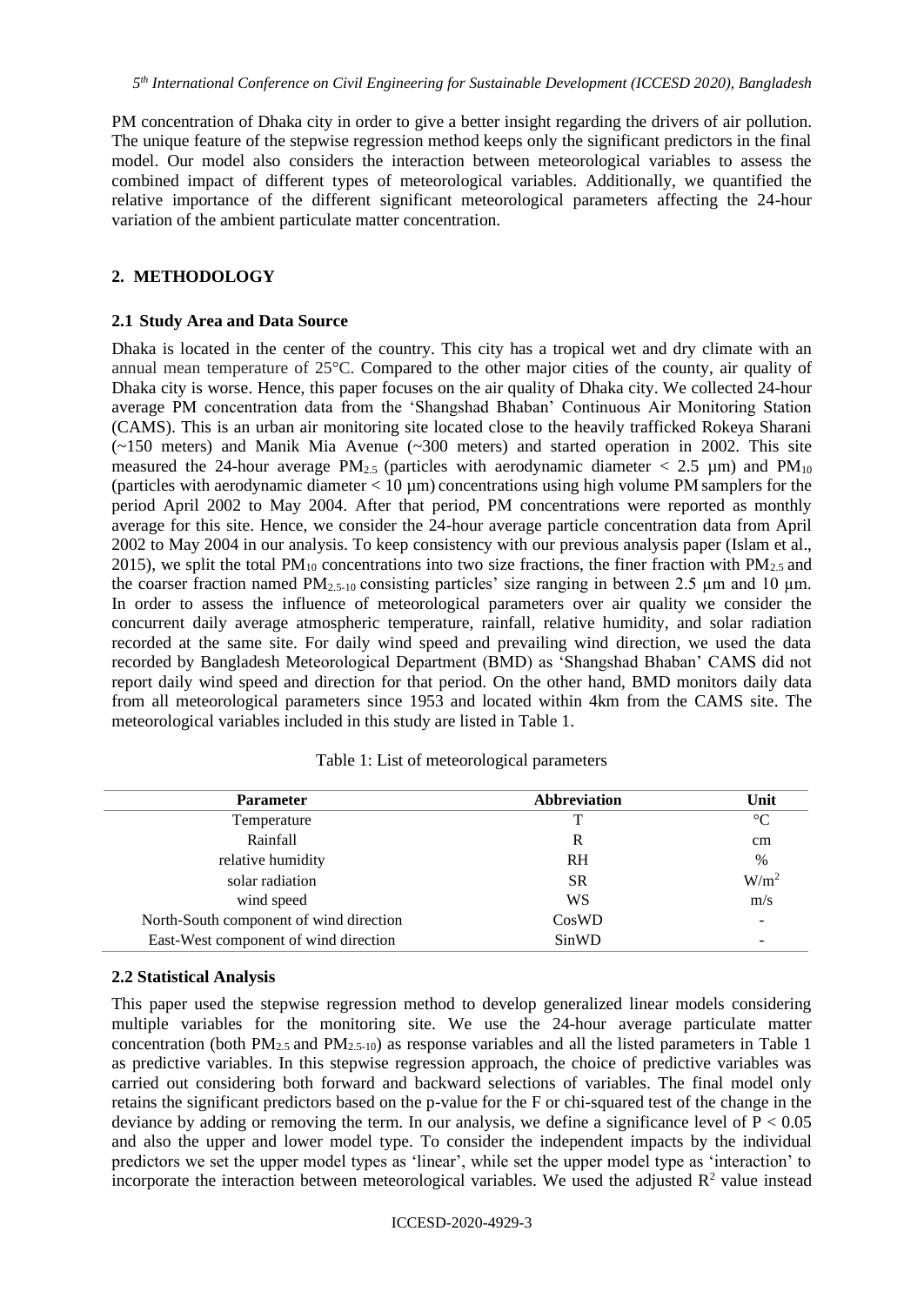PM concentration of Dhaka city in order to give a better insight regarding the drivers of air pollution. The unique feature of the stepwise regression method keeps only the significant predictors in the final model. Our model also considers the interaction between meteorological variables to assess the combined impact of different types of meteorological variables. Additionally, we quantified the relative importance of the different significant meteorological parameters affecting the 24-hour variation of the ambient particulate matter concentration.

## 2. METHODOLOGY

### 2.1 Study Area and Data Source

Dhaka is located in the center of the country. This city has a tropical wet and dry climate with an annual mean temperature of 25°C. Compared to the other major cities of the county, air quality of Dhaka city is worse. Hence, this paper focuses on the air quality of Dhaka city. We collected 24-hour average PM concentration data from the 'Shangshad Bhaban' Continuous Air Monitoring Station (CAMS). This is an urban air monitoring site located close to the heavily trafficked Rokeya Sharani (~150 meters) and Manik Mia Avenue (~300 meters) and started operation in 2002. This site measured the 24-hour average $PM_{2.5}$ (particles with aerodynamic diameter < 2.5 µm) and $PM_{10}$ (particles with aerodynamic diameter < 10 µm) concentrations using high volume PM samplers for the period April 2002 to May 2004. After that period, PM concentrations were reported as monthly average for this site. Hence, we consider the 24-hour average particle concentration data from April 2002 to May 2004 in our analysis. To keep consistency with our previous analysis paper (Islam et al., 2015), we split the total $PM_{10}$ concentrations into two size fractions, the finer fraction with $PM_{2.5}$ and the coarser fraction named $PM_{2.5\text{-}10}$ consisting particles' size ranging in between 2.5 µm and 10 µm. In order to assess the influence of meteorological parameters over air quality we consider the concurrent daily average atmospheric temperature, rainfall, relative humidity, and solar radiation recorded at the same site. For daily wind speed and prevailing wind direction, we used the data recorded by Bangladesh Meteorological Department (BMD) as 'Shangshad Bhaban' CAMS did not report daily wind speed and direction for that period. On the other hand, BMD monitors daily data from all meteorological parameters since 1953 and located within 4km from the CAMS site. The meteorological variables included in this study are listed in Table 1.

Table 1: List of meteorological parameters

| Parameter | Abbreviation | Unit |
|---|---|---|
| Temperature | T | °C |
| Rainfall | R | cm |
| relative humidity | RH | % |
| solar radiation | SR | $W/m^2$ |
| wind speed | WS | m/s |
| North-South component of wind direction | CosWD | - |
| East-West component of wind direction | SinWD | - |

### 2.2 Statistical Analysis

This paper used the stepwise regression method to develop generalized linear models considering multiple variables for the monitoring site. We use the 24-hour average particulate matter concentration (both $PM_{2.5}$ and $PM_{2.5\text{-}10}$) as response variables and all the listed parameters in Table 1 as predictive variables. In this stepwise regression approach, the choice of predictive variables was carried out considering both forward and backward selections of variables. The final model only retains the significant predictors based on the p-value for the F or chi-squared test of the change in the deviance by adding or removing the term. In our analysis, we define a significance level of $P < 0.05$ and also the upper and lower model type. To consider the independent impacts by the individual predictors we set the upper model types as 'linear', while set the upper model type as 'interaction' to incorporate the interaction between meteorological variables. We used the adjusted $R^2$ value instead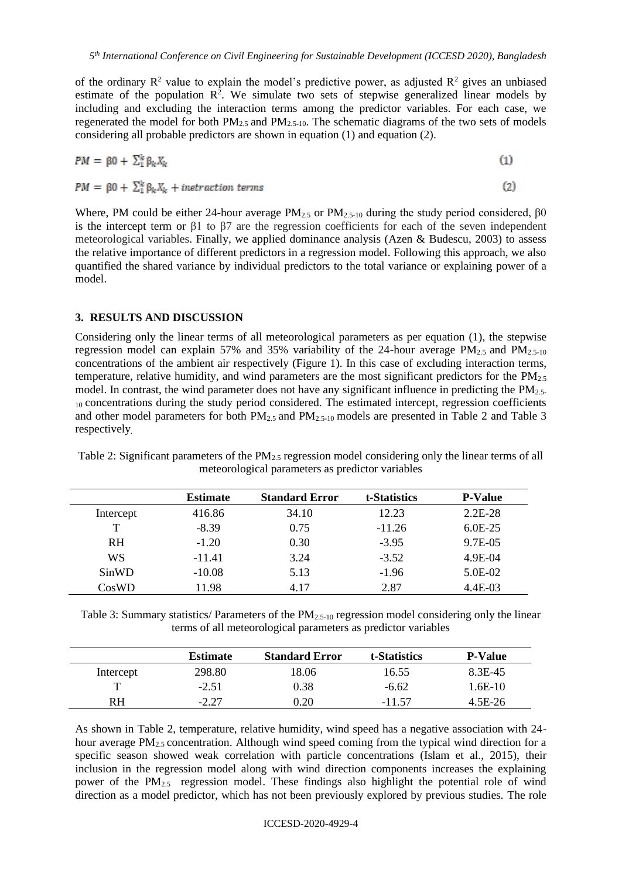of the ordinary $R^2$ value to explain the model's predictive power, as adjusted $R^2$ gives an unbiased estimate of the population $R^2$. We simulate two sets of stepwise generalized linear models by including and excluding the interaction terms among the predictor variables. For each case, we regenerated the model for both $PM_{2.5}$ and $PM_{2.5\text{-}10}$. The schematic diagrams of the two sets of models considering all probable predictors are shown in equation (1) and equation (2).

$$PM = \beta 0 + \sum_1^k \beta_k X_k \quad (1)$$

$$PM = \beta 0 + \sum_1^k \beta_k X_k + inetraction\ terms \quad (2)$$

Where, PM could be either 24-hour average $PM_{2.5}$ or $PM_{2.5\text{-}10}$ during the study period considered, $\beta 0$ is the intercept term or $\beta 1$ to $\beta 7$ are the regression coefficients for each of the seven independent meteorological variables. Finally, we applied dominance analysis (Azen & Budescu, 2003) to assess the relative importance of different predictors in a regression model. Following this approach, we also quantified the shared variance by individual predictors to the total variance or explaining power of a model.

## 3. RESULTS AND DISCUSSION

Considering only the linear terms of all meteorological parameters as per equation (1), the stepwise regression model can explain 57% and 35% variability of the 24-hour average $PM_{2.5}$ and $PM_{2.5\text{-}10}$ concentrations of the ambient air respectively (Figure 1). In this case of excluding interaction terms, temperature, relative humidity, and wind parameters are the most significant predictors for the $PM_{2.5}$ model. In contrast, the wind parameter does not have any significant influence in predicting the $PM_{2.5\text{-}10}$ concentrations during the study period considered. The estimated intercept, regression coefficients and other model parameters for both $PM_{2.5}$ and $PM_{2.5\text{-}10}$ models are presented in Table 2 and Table 3 respectively.

Table 2: Significant parameters of the $PM_{2.5}$ regression model considering only the linear terms of all meteorological parameters as predictor variables

| | **Estimate** | **Standard Error** | **t-Statistics** | **P-Value** |
|---|---|---|---|---|
| Intercept | 416.86 | 34.10 | 12.23 | 2.2E-28 |
| T | -8.39 | 0.75 | -11.26 | 6.0E-25 |
| RH | -1.20 | 0.30 | -3.95 | 9.7E-05 |
| WS | -11.41 | 3.24 | -3.52 | 4.9E-04 |
| SinWD | -10.08 | 5.13 | -1.96 | 5.0E-02 |
| CosWD | 11.98 | 4.17 | 2.87 | 4.4E-03 |

Table 3: Summary statistics/ Parameters of the $PM_{2.5\text{-}10}$ regression model considering only the linear terms of all meteorological parameters as predictor variables

| | **Estimate** | **Standard Error** | **t-Statistics** | **P-Value** |
|---|---|---|---|---|
| Intercept | 298.80 | 18.06 | 16.55 | 8.3E-45 |
| T | -2.51 | 0.38 | -6.62 | 1.6E-10 |
| RH | -2.27 | 0.20 | -11.57 | 4.5E-26 |

As shown in Table 2, temperature, relative humidity, wind speed has a negative association with 24-hour average $PM_{2.5}$ concentration. Although wind speed coming from the typical wind direction for a specific season showed weak correlation with particle concentrations (Islam et al., 2015), their inclusion in the regression model along with wind direction components increases the explaining power of the $PM_{2.5}$ regression model. These findings also highlight the potential role of wind direction as a model predictor, which has not been previously explored by previous studies. The role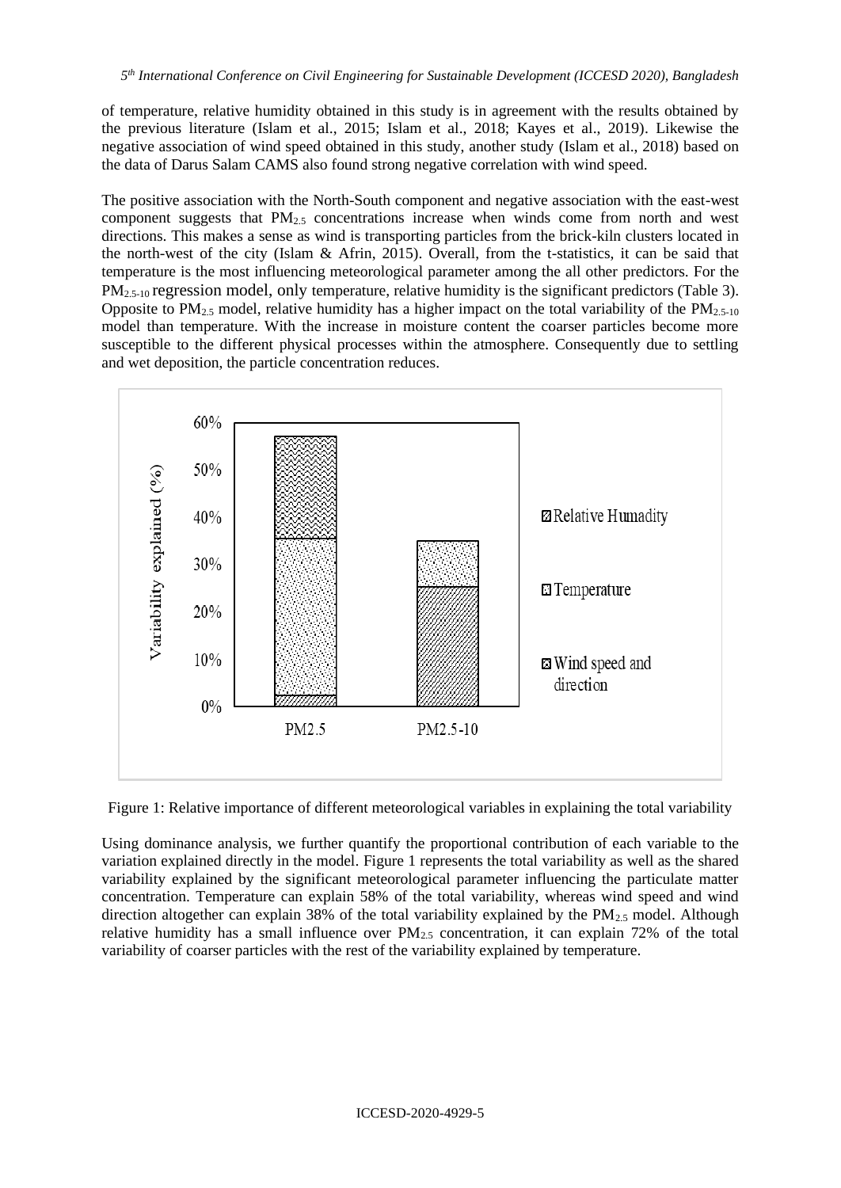of temperature, relative humidity obtained in this study is in agreement with the results obtained by the previous literature (Islam et al., 2015; Islam et al., 2018; Kayes et al., 2019). Likewise the negative association of wind speed obtained in this study, another study (Islam et al., 2018) based on the data of Darus Salam CAMS also found strong negative correlation with wind speed.

The positive association with the North-South component and negative association with the east-west component suggests that $PM_{2.5}$ concentrations increase when winds come from north and west directions. This makes a sense as wind is transporting particles from the brick-kiln clusters located in the north-west of the city (Islam & Afrin, 2015). Overall, from the t-statistics, it can be said that temperature is the most influencing meteorological parameter among the all other predictors. For the $PM_{2.5\text{-}10}$ regression model, only temperature, relative humidity is the significant predictors (Table 3). Opposite to $PM_{2.5}$ model, relative humidity has a higher impact on the total variability of the $PM_{2.5\text{-}10}$ model than temperature. With the increase in moisture content the coarser particles become more susceptible to the different physical processes within the atmosphere. Consequently due to settling and wet deposition, the particle concentration reduces.

Figure 1: Relative importance of different meteorological variables in explaining the total variability

Using dominance analysis, we further quantify the proportional contribution of each variable to the variation explained directly in the model. Figure 1 represents the total variability as well as the shared variability explained by the significant meteorological parameter influencing the particulate matter concentration. Temperature can explain 58% of the total variability, whereas wind speed and wind direction altogether can explain 38% of the total variability explained by the $PM_{2.5}$ model. Although relative humidity has a small influence over $PM_{2.5}$ concentration, it can explain 72% of the total variability of coarser particles with the rest of the variability explained by temperature.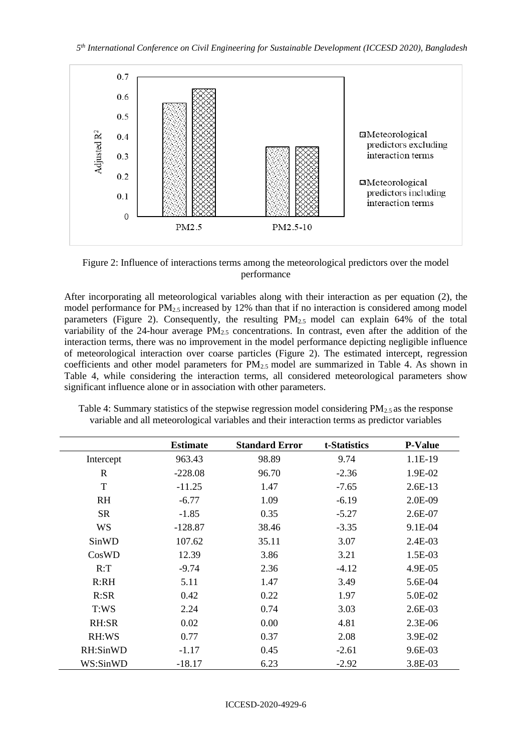Figure 2: Influence of interactions terms among the meteorological predictors over the model performance

After incorporating all meteorological variables along with their interaction as per equation (2), the model performance for $PM_{2.5}$ increased by 12% than that if no interaction is considered among model parameters (Figure 2). Consequently, the resulting $PM_{2.5}$ model can explain 64% of the total variability of the 24-hour average $PM_{2.5}$ concentrations. In contrast, even after the addition of the interaction terms, there was no improvement in the model performance depicting negligible influence of meteorological interaction over coarse particles (Figure 2). The estimated intercept, regression coefficients and other model parameters for $PM_{2.5}$ model are summarized in Table 4. As shown in Table 4, while considering the interaction terms, all considered meteorological parameters show significant influence alone or in association with other parameters.

Table 4: Summary statistics of the stepwise regression model considering $PM_{2.5}$ as the response variable and all meteorological variables and their interaction terms as predictor variables

| | **Estimate** | **Standard Error** | **t-Statistics** | **P-Value** |
|---|---|---|---|---|
| Intercept | 963.43 | 98.89 | 9.74 | 1.1E-19 |
| R | -228.08 | 96.70 | -2.36 | 1.9E-02 |
| T | -11.25 | 1.47 | -7.65 | 2.6E-13 |
| RH | -6.77 | 1.09 | -6.19 | 2.0E-09 |
| SR | -1.85 | 0.35 | -5.27 | 2.6E-07 |
| WS | -128.87 | 38.46 | -3.35 | 9.1E-04 |
| SinWD | 107.62 | 35.11 | 3.07 | 2.4E-03 |
| CosWD | 12.39 | 3.86 | 3.21 | 1.5E-03 |
| R:T | -9.74 | 2.36 | -4.12 | 4.9E-05 |
| R:RH | 5.11 | 1.47 | 3.49 | 5.6E-04 |
| R:SR | 0.42 | 0.22 | 1.97 | 5.0E-02 |
| T:WS | 2.24 | 0.74 | 3.03 | 2.6E-03 |
| RH:SR | 0.02 | 0.00 | 4.81 | 2.3E-06 |
| RH:WS | 0.77 | 0.37 | 2.08 | 3.9E-02 |
| RH:SinWD | -1.17 | 0.45 | -2.61 | 9.6E-03 |
| WS:SinWD | -18.17 | 6.23 | -2.92 | 3.8E-03 |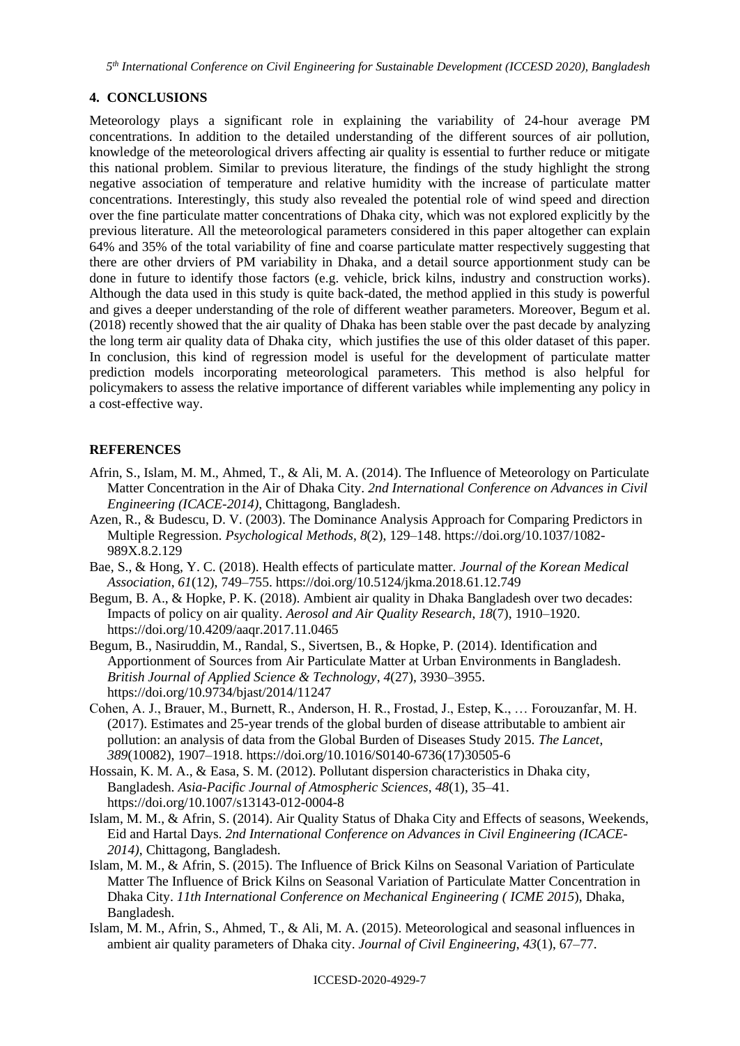## 4. CONCLUSIONS

Meteorology plays a significant role in explaining the variability of 24-hour average PM concentrations. In addition to the detailed understanding of the different sources of air pollution, knowledge of the meteorological drivers affecting air quality is essential to further reduce or mitigate this national problem. Similar to previous literature, the findings of the study highlight the strong negative association of temperature and relative humidity with the increase of particulate matter concentrations. Interestingly, this study also revealed the potential role of wind speed and direction over the fine particulate matter concentrations of Dhaka city, which was not explored explicitly by the previous literature. All the meteorological parameters considered in this paper altogether can explain 64% and 35% of the total variability of fine and coarse particulate matter respectively suggesting that there are other drviers of PM variability in Dhaka, and a detail source apportionment study can be done in future to identify those factors (e.g. vehicle, brick kilns, industry and construction works). Although the data used in this study is quite back-dated, the method applied in this study is powerful and gives a deeper understanding of the role of different weather parameters. Moreover, Begum et al. (2018) recently showed that the air quality of Dhaka has been stable over the past decade by analyzing the long term air quality data of Dhaka city, which justifies the use of this older dataset of this paper. In conclusion, this kind of regression model is useful for the development of particulate matter prediction models incorporating meteorological parameters. This method is also helpful for policymakers to assess the relative importance of different variables while implementing any policy in a cost-effective way.

## REFERENCES

Afrin, S., Islam, M. M., Ahmed, T., & Ali, M. A. (2014). The Influence of Meteorology on Particulate Matter Concentration in the Air of Dhaka City. *2nd International Conference on Advances in Civil Engineering (ICACE-2014)*, Chittagong, Bangladesh.

Azen, R., & Budescu, D. V. (2003). The Dominance Analysis Approach for Comparing Predictors in Multiple Regression. *Psychological Methods*, *8*(2), 129–148. https://doi.org/10.1037/1082-989X.8.2.129

Bae, S., & Hong, Y. C. (2018). Health effects of particulate matter. *Journal of the Korean Medical Association*, *61*(12), 749–755. https://doi.org/10.5124/jkma.2018.61.12.749

Begum, B. A., & Hopke, P. K. (2018). Ambient air quality in Dhaka Bangladesh over two decades: Impacts of policy on air quality. *Aerosol and Air Quality Research*, *18*(7), 1910–1920. https://doi.org/10.4209/aaqr.2017.11.0465

Begum, B., Nasiruddin, M., Randal, S., Sivertsen, B., & Hopke, P. (2014). Identification and Apportionment of Sources from Air Particulate Matter at Urban Environments in Bangladesh. *British Journal of Applied Science & Technology*, *4*(27), 3930–3955. https://doi.org/10.9734/bjast/2014/11247

Cohen, A. J., Brauer, M., Burnett, R., Anderson, H. R., Frostad, J., Estep, K., … Forouzanfar, M. H. (2017). Estimates and 25-year trends of the global burden of disease attributable to ambient air pollution: an analysis of data from the Global Burden of Diseases Study 2015. *The Lancet*, *389*(10082), 1907–1918. https://doi.org/10.1016/S0140-6736(17)30505-6

Hossain, K. M. A., & Easa, S. M. (2012). Pollutant dispersion characteristics in Dhaka city, Bangladesh. *Asia-Pacific Journal of Atmospheric Sciences*, *48*(1), 35–41. https://doi.org/10.1007/s13143-012-0004-8

Islam, M. M., & Afrin, S. (2014). Air Quality Status of Dhaka City and Effects of seasons, Weekends, Eid and Hartal Days. *2nd International Conference on Advances in Civil Engineering (ICACE-2014)*, Chittagong, Bangladesh.

Islam, M. M., & Afrin, S. (2015). The Influence of Brick Kilns on Seasonal Variation of Particulate Matter The Influence of Brick Kilns on Seasonal Variation of Particulate Matter Concentration in Dhaka City. *11th International Conference on Mechanical Engineering ( ICME 2015*), Dhaka, Bangladesh.

Islam, M. M., Afrin, S., Ahmed, T., & Ali, M. A. (2015). Meteorological and seasonal influences in ambient air quality parameters of Dhaka city. *Journal of Civil Engineering*, *43*(1), 67–77.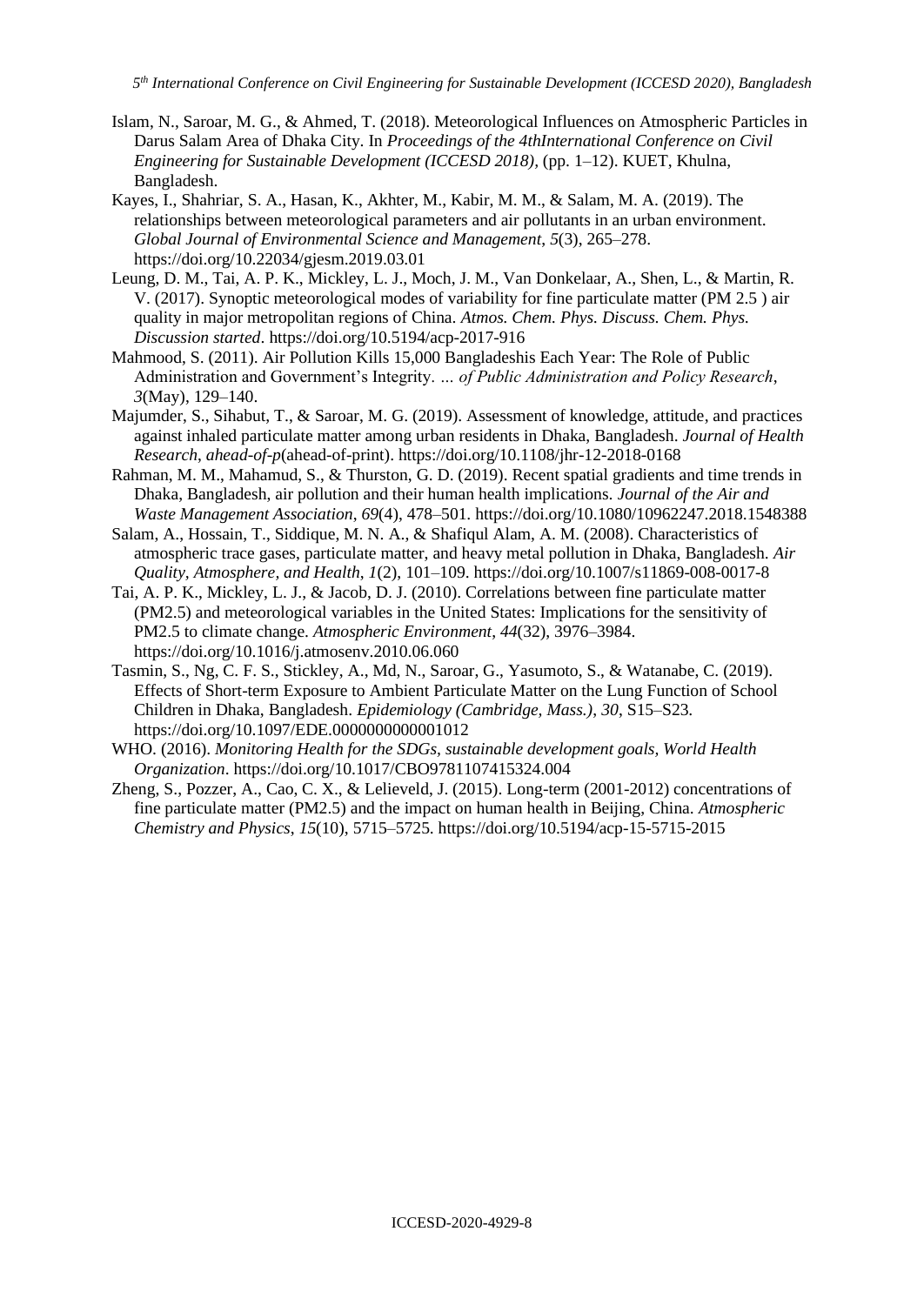Islam, N., Saroar, M. G., & Ahmed, T. (2018). Meteorological Influences on Atmospheric Particles in Darus Salam Area of Dhaka City. In *Proceedings of the 4thInternational Conference on Civil Engineering for Sustainable Development (ICCESD 2018)*, (pp. 1–12). KUET, Khulna, Bangladesh.

Kayes, I., Shahriar, S. A., Hasan, K., Akhter, M., Kabir, M. M., & Salam, M. A. (2019). The relationships between meteorological parameters and air pollutants in an urban environment. *Global Journal of Environmental Science and Management*, *5*(3), 265–278. https://doi.org/10.22034/gjesm.2019.03.01

Leung, D. M., Tai, A. P. K., Mickley, L. J., Moch, J. M., Van Donkelaar, A., Shen, L., & Martin, R. V. (2017). Synoptic meteorological modes of variability for fine particulate matter (PM 2.5 ) air quality in major metropolitan regions of China. *Atmos. Chem. Phys. Discuss. Chem. Phys. Discussion started*. https://doi.org/10.5194/acp-2017-916

Mahmood, S. (2011). Air Pollution Kills 15,000 Bangladeshis Each Year: The Role of Public Administration and Government's Integrity. *… of Public Administration and Policy Research*, *3*(May), 129–140.

Majumder, S., Sihabut, T., & Saroar, M. G. (2019). Assessment of knowledge, attitude, and practices against inhaled particulate matter among urban residents in Dhaka, Bangladesh. *Journal of Health Research*, *ahead-of-p*(ahead-of-print). https://doi.org/10.1108/jhr-12-2018-0168

Rahman, M. M., Mahamud, S., & Thurston, G. D. (2019). Recent spatial gradients and time trends in Dhaka, Bangladesh, air pollution and their human health implications. *Journal of the Air and Waste Management Association*, *69*(4), 478–501. https://doi.org/10.1080/10962247.2018.1548388

Salam, A., Hossain, T., Siddique, M. N. A., & Shafiqul Alam, A. M. (2008). Characteristics of atmospheric trace gases, particulate matter, and heavy metal pollution in Dhaka, Bangladesh. *Air Quality, Atmosphere, and Health*, *1*(2), 101–109. https://doi.org/10.1007/s11869-008-0017-8

Tai, A. P. K., Mickley, L. J., & Jacob, D. J. (2010). Correlations between fine particulate matter (PM2.5) and meteorological variables in the United States: Implications for the sensitivity of PM2.5 to climate change. *Atmospheric Environment*, *44*(32), 3976–3984. https://doi.org/10.1016/j.atmosenv.2010.06.060

Tasmin, S., Ng, C. F. S., Stickley, A., Md, N., Saroar, G., Yasumoto, S., & Watanabe, C. (2019). Effects of Short-term Exposure to Ambient Particulate Matter on the Lung Function of School Children in Dhaka, Bangladesh. *Epidemiology (Cambridge, Mass.)*, *30*, S15–S23. https://doi.org/10.1097/EDE.0000000000001012

WHO. (2016). *Monitoring Health for the SDGs, sustainable development goals, World Health Organization*. https://doi.org/10.1017/CBO9781107415324.004

Zheng, S., Pozzer, A., Cao, C. X., & Lelieveld, J. (2015). Long-term (2001-2012) concentrations of fine particulate matter (PM2.5) and the impact on human health in Beijing, China. *Atmospheric Chemistry and Physics*, *15*(10), 5715–5725. https://doi.org/10.5194/acp-15-5715-2015